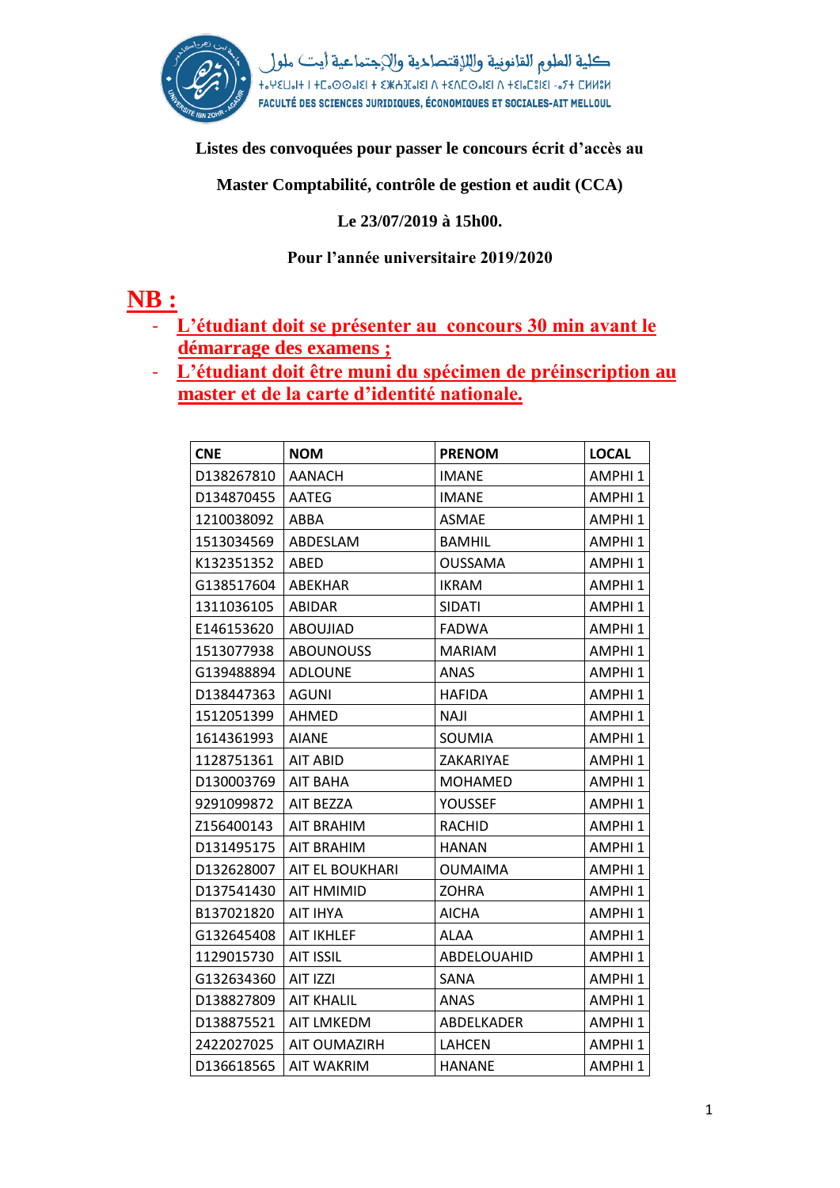كلية العلوم القانونية والإقتصادية والإجتماعية أيت ملول

ⵜⴰⵙⴷⵍⵉⵜ ⵏ ⵜⵓⵙⵙⵏⵉ ⵏ ⵜⵎⵙⵙⴰⵡⵉⵏ ⴷ ⵜⴷⴰⵎⵙⴰ ⴷ ⵜⵏⴰⵎⵓⵏⵜ - ⴰⵢⵜ ⵎⵍⵍⵓⵍ

FACULTÉ DES SCIENCES JURIDIQUES, ÉCONOMIQUES ET SOCIALES-AIT MELLOUL

**Listes des convoquées pour passer le concours écrit d'accès au**

**Master Comptabilité, contrôle de gestion et audit (CCA)**

**Le 23/07/2019 à 15h00.**

**Pour l'année universitaire 2019/2020**

**NB :**

- **L'étudiant doit se présenter au concours 30 min avant le démarrage des examens ;**
- **L'étudiant doit être muni du spécimen de préinscription au master et de la carte d'identité nationale.**

| CNE | NOM | PRENOM | LOCAL |
|---|---|---|---|
| D138267810 | AANACH | IMANE | AMPHI 1 |
| D134870455 | AATEG | IMANE | AMPHI 1 |
| 1210038092 | ABBA | ASMAE | AMPHI 1 |
| 1513034569 | ABDESLAM | BAMHIL | AMPHI 1 |
| K132351352 | ABED | OUSSAMA | AMPHI 1 |
| G138517604 | ABEKHAR | IKRAM | AMPHI 1 |
| 1311036105 | ABIDAR | SIDATI | AMPHI 1 |
| E146153620 | ABOUJIAD | FADWA | AMPHI 1 |
| 1513077938 | ABOUNOUSS | MARIAM | AMPHI 1 |
| G139488894 | ADLOUNE | ANAS | AMPHI 1 |
| D138447363 | AGUNI | HAFIDA | AMPHI 1 |
| 1512051399 | AHMED | NAJI | AMPHI 1 |
| 1614361993 | AIANE | SOUMIA | AMPHI 1 |
| 1128751361 | AIT ABID | ZAKARIYAE | AMPHI 1 |
| D130003769 | AIT BAHA | MOHAMED | AMPHI 1 |
| 9291099872 | AIT BEZZA | YOUSSEF | AMPHI 1 |
| Z156400143 | AIT BRAHIM | RACHID | AMPHI 1 |
| D131495175 | AIT BRAHIM | HANAN | AMPHI 1 |
| D132628007 | AIT EL BOUKHARI | OUMAIMA | AMPHI 1 |
| D137541430 | AIT HMIMID | ZOHRA | AMPHI 1 |
| B137021820 | AIT IHYA | AICHA | AMPHI 1 |
| G132645408 | AIT IKHLEF | ALAA | AMPHI 1 |
| 1129015730 | AIT ISSIL | ABDELOUAHID | AMPHI 1 |
| G132634360 | AIT IZZI | SANA | AMPHI 1 |
| D138827809 | AIT KHALIL | ANAS | AMPHI 1 |
| D138875521 | AIT LMKEDM | ABDELKADER | AMPHI 1 |
| 2422027025 | AIT OUMAZIRH | LAHCEN | AMPHI 1 |
| D136618565 | AIT WAKRIM | HANANE | AMPHI 1 |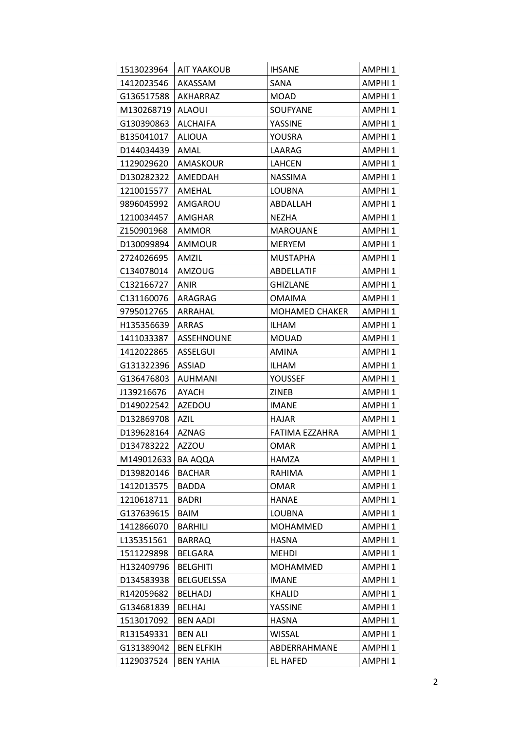| 1513023964 | AIT YAAKOUB | IHSANE | AMPHI 1 |
|---|---|---|---|
| 1412023546 | AKASSAM | SANA | AMPHI 1 |
| G136517588 | AKHARRAZ | MOAD | AMPHI 1 |
| M130268719 | ALAOUI | SOUFYANE | AMPHI 1 |
| G130390863 | ALCHAIFA | YASSINE | AMPHI 1 |
| B135041017 | ALIOUA | YOUSRA | AMPHI 1 |
| D144034439 | AMAL | LAARAG | AMPHI 1 |
| 1129029620 | AMASKOUR | LAHCEN | AMPHI 1 |
| D130282322 | AMEDDAH | NASSIMA | AMPHI 1 |
| 1210015577 | AMEHAL | LOUBNA | AMPHI 1 |
| 9896045992 | AMGAROU | ABDALLAH | AMPHI 1 |
| 1210034457 | AMGHAR | NEZHA | AMPHI 1 |
| Z150901968 | AMMOR | MAROUANE | AMPHI 1 |
| D130099894 | AMMOUR | MERYEM | AMPHI 1 |
| 2724026695 | AMZIL | MUSTAPHA | AMPHI 1 |
| C134078014 | AMZOUG | ABDELLATIF | AMPHI 1 |
| C132166727 | ANIR | GHIZLANE | AMPHI 1 |
| C131160076 | ARAGRAG | OMAIMA | AMPHI 1 |
| 9795012765 | ARRAHAL | MOHAMED CHAKER | AMPHI 1 |
| H135356639 | ARRAS | ILHAM | AMPHI 1 |
| 1411033387 | ASSEHNOUNE | MOUAD | AMPHI 1 |
| 1412022865 | ASSELGUI | AMINA | AMPHI 1 |
| G131322396 | ASSIAD | ILHAM | AMPHI 1 |
| G136476803 | AUHMANI | YOUSSEF | AMPHI 1 |
| J139216676 | AYACH | ZINEB | AMPHI 1 |
| D149022542 | AZEDOU | IMANE | AMPHI 1 |
| D132869708 | AZIL | HAJAR | AMPHI 1 |
| D139628164 | AZNAG | FATIMA EZZAHRA | AMPHI 1 |
| D134783222 | AZZOU | OMAR | AMPHI 1 |
| M149012633 | BA AQQA | HAMZA | AMPHI 1 |
| D139820146 | BACHAR | RAHIMA | AMPHI 1 |
| 1412013575 | BADDA | OMAR | AMPHI 1 |
| 1210618711 | BADRI | HANAE | AMPHI 1 |
| G137639615 | BAIM | LOUBNA | AMPHI 1 |
| 1412866070 | BARHILI | MOHAMMED | AMPHI 1 |
| L135351561 | BARRAQ | HASNA | AMPHI 1 |
| 1511229898 | BELGARA | MEHDI | AMPHI 1 |
| H132409796 | BELGHITI | MOHAMMED | AMPHI 1 |
| D134583938 | BELGUELSSA | IMANE | AMPHI 1 |
| R142059682 | BELHADJ | KHALID | AMPHI 1 |
| G134681839 | BELHAJ | YASSINE | AMPHI 1 |
| 1513017092 | BEN AADI | HASNA | AMPHI 1 |
| R131549331 | BEN ALI | WISSAL | AMPHI 1 |
| G131389042 | BEN ELFKIH | ABDERRAHMANE | AMPHI 1 |
| 1129037524 | BEN YAHIA | EL HAFED | AMPHI 1 |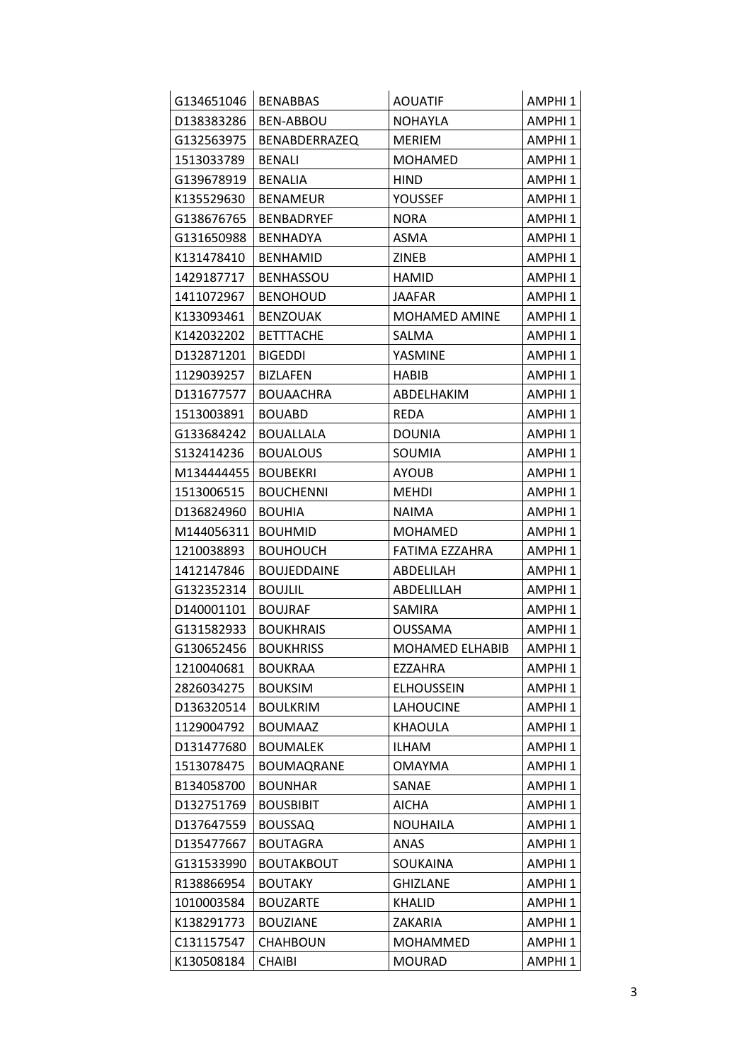| G134651046 | BENABBAS | AOUATIF | AMPHI 1 |
|---|---|---|---|
| D138383286 | BEN-ABBOU | NOHAYLA | AMPHI 1 |
| G132563975 | BENABDERRAZEQ | MERIEM | AMPHI 1 |
| 1513033789 | BENALI | MOHAMED | AMPHI 1 |
| G139678919 | BENALIA | HIND | AMPHI 1 |
| K135529630 | BENAMEUR | YOUSSEF | AMPHI 1 |
| G138676765 | BENBADRYEF | NORA | AMPHI 1 |
| G131650988 | BENHADYA | ASMA | AMPHI 1 |
| K131478410 | BENHAMID | ZINEB | AMPHI 1 |
| 1429187717 | BENHASSOU | HAMID | AMPHI 1 |
| 1411072967 | BENOHOUD | JAAFAR | AMPHI 1 |
| K133093461 | BENZOUAK | MOHAMED AMINE | AMPHI 1 |
| K142032202 | BETTTACHE | SALMA | AMPHI 1 |
| D132871201 | BIGEDDI | YASMINE | AMPHI 1 |
| 1129039257 | BIZLAFEN | HABIB | AMPHI 1 |
| D131677577 | BOUAACHRA | ABDELHAKIM | AMPHI 1 |
| 1513003891 | BOUABD | REDA | AMPHI 1 |
| G133684242 | BOUALLALA | DOUNIA | AMPHI 1 |
| S132414236 | BOUALOUS | SOUMIA | AMPHI 1 |
| M134444455 | BOUBEKRI | AYOUB | AMPHI 1 |
| 1513006515 | BOUCHENNI | MEHDI | AMPHI 1 |
| D136824960 | BOUHIA | NAIMA | AMPHI 1 |
| M144056311 | BOUHMID | MOHAMED | AMPHI 1 |
| 1210038893 | BOUHOUCH | FATIMA EZZAHRA | AMPHI 1 |
| 1412147846 | BOUJEDDAINE | ABDELILAH | AMPHI 1 |
| G132352314 | BOUJLIL | ABDELILLAH | AMPHI 1 |
| D140001101 | BOUJRAF | SAMIRA | AMPHI 1 |
| G131582933 | BOUKHRAIS | OUSSAMA | AMPHI 1 |
| G130652456 | BOUKHRISS | MOHAMED ELHABIB | AMPHI 1 |
| 1210040681 | BOUKRAA | EZZAHRA | AMPHI 1 |
| 2826034275 | BOUKSIM | ELHOUSSEIN | AMPHI 1 |
| D136320514 | BOULKRIM | LAHOUCINE | AMPHI 1 |
| 1129004792 | BOUMAAZ | KHAOULA | AMPHI 1 |
| D131477680 | BOUMALEK | ILHAM | AMPHI 1 |
| 1513078475 | BOUMAQRANE | OMAYMA | AMPHI 1 |
| B134058700 | BOUNHAR | SANAE | AMPHI 1 |
| D132751769 | BOUSBIBIT | AICHA | AMPHI 1 |
| D137647559 | BOUSSAQ | NOUHAILA | AMPHI 1 |
| D135477667 | BOUTAGRA | ANAS | AMPHI 1 |
| G131533990 | BOUTAKBOUT | SOUKAINA | AMPHI 1 |
| R138866954 | BOUTAKY | GHIZLANE | AMPHI 1 |
| 1010003584 | BOUZARTE | KHALID | AMPHI 1 |
| K138291773 | BOUZIANE | ZAKARIA | AMPHI 1 |
| C131157547 | CHAHBOUN | MOHAMMED | AMPHI 1 |
| K130508184 | CHAIBI | MOURAD | AMPHI 1 |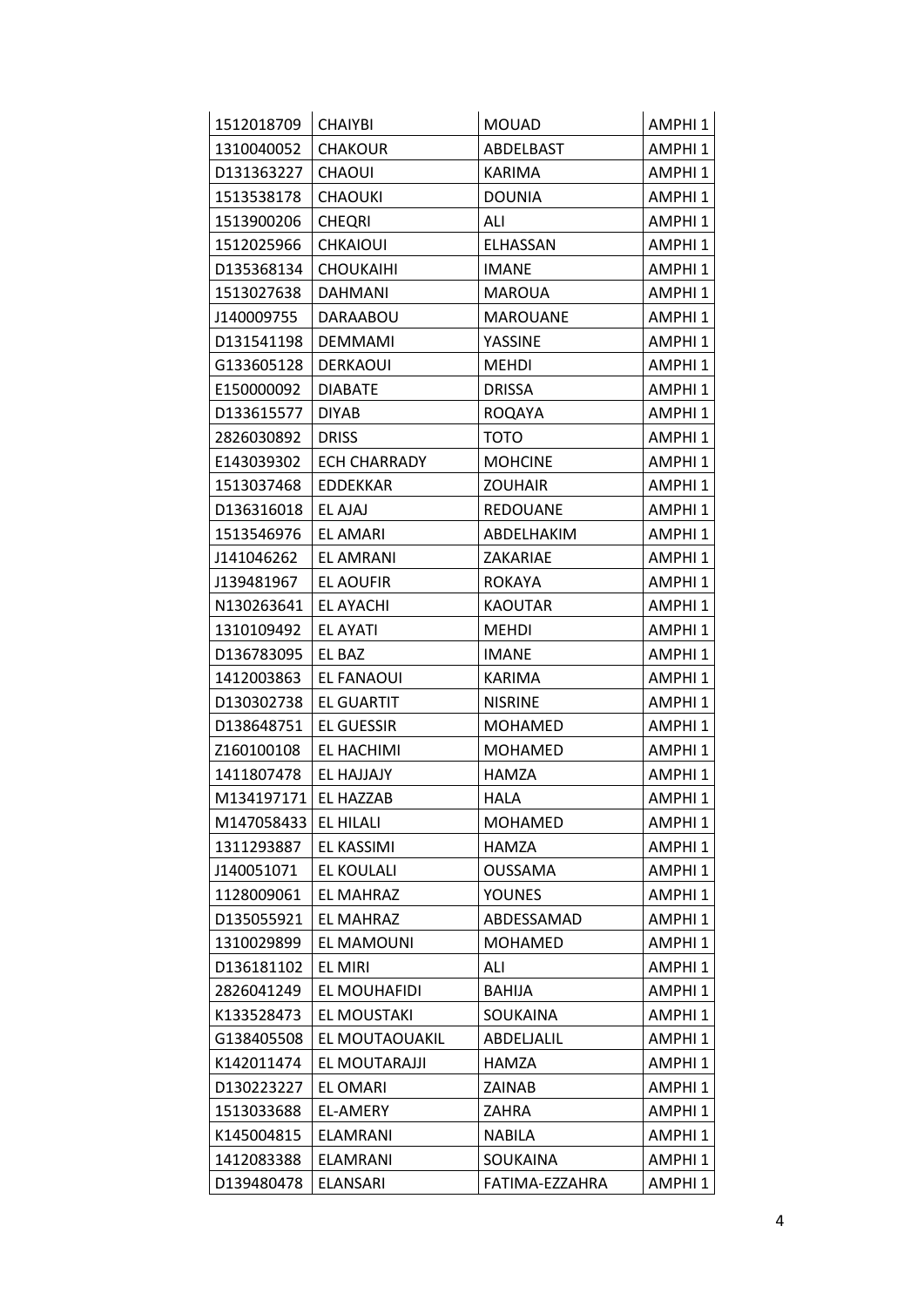| 1512018709 | CHAIYBI | MOUAD | AMPHI 1 |
|---|---|---|---|
| 1310040052 | CHAKOUR | ABDELBAST | AMPHI 1 |
| D131363227 | CHAOUI | KARIMA | AMPHI 1 |
| 1513538178 | CHAOUKI | DOUNIA | AMPHI 1 |
| 1513900206 | CHEQRI | ALI | AMPHI 1 |
| 1512025966 | CHKAIOUI | ELHASSAN | AMPHI 1 |
| D135368134 | CHOUKAIHI | IMANE | AMPHI 1 |
| 1513027638 | DAHMANI | MAROUA | AMPHI 1 |
| J140009755 | DARAABOU | MAROUANE | AMPHI 1 |
| D131541198 | DEMMAMI | YASSINE | AMPHI 1 |
| G133605128 | DERKAOUI | MEHDI | AMPHI 1 |
| E150000092 | DIABATE | DRISSA | AMPHI 1 |
| D133615577 | DIYAB | ROQAYA | AMPHI 1 |
| 2826030892 | DRISS | TOTO | AMPHI 1 |
| E143039302 | ECH CHARRADY | MOHCINE | AMPHI 1 |
| 1513037468 | EDDEKKAR | ZOUHAIR | AMPHI 1 |
| D136316018 | EL AJAJ | REDOUANE | AMPHI 1 |
| 1513546976 | EL AMARI | ABDELHAKIM | AMPHI 1 |
| J141046262 | EL AMRANI | ZAKARIAE | AMPHI 1 |
| J139481967 | EL AOUFIR | ROKAYA | AMPHI 1 |
| N130263641 | EL AYACHI | KAOUTAR | AMPHI 1 |
| 1310109492 | EL AYATI | MEHDI | AMPHI 1 |
| D136783095 | EL BAZ | IMANE | AMPHI 1 |
| 1412003863 | EL FANAOUI | KARIMA | AMPHI 1 |
| D130302738 | EL GUARTIT | NISRINE | AMPHI 1 |
| D138648751 | EL GUESSIR | MOHAMED | AMPHI 1 |
| Z160100108 | EL HACHIMI | MOHAMED | AMPHI 1 |
| 1411807478 | EL HAJJAJY | HAMZA | AMPHI 1 |
| M134197171 | EL HAZZAB | HALA | AMPHI 1 |
| M147058433 | EL HILALI | MOHAMED | AMPHI 1 |
| 1311293887 | EL KASSIMI | HAMZA | AMPHI 1 |
| J140051071 | EL KOULALI | OUSSAMA | AMPHI 1 |
| 1128009061 | EL MAHRAZ | YOUNES | AMPHI 1 |
| D135055921 | EL MAHRAZ | ABDESSAMAD | AMPHI 1 |
| 1310029899 | EL MAMOUNI | MOHAMED | AMPHI 1 |
| D136181102 | EL MIRI | ALI | AMPHI 1 |
| 2826041249 | EL MOUHAFIDI | BAHIJA | AMPHI 1 |
| K133528473 | EL MOUSTAKI | SOUKAINA | AMPHI 1 |
| G138405508 | EL MOUTAOUAKIL | ABDELJALIL | AMPHI 1 |
| K142011474 | EL MOUTARAJJI | HAMZA | AMPHI 1 |
| D130223227 | EL OMARI | ZAINAB | AMPHI 1 |
| 1513033688 | EL-AMERY | ZAHRA | AMPHI 1 |
| K145004815 | ELAMRANI | NABILA | AMPHI 1 |
| 1412083388 | ELAMRANI | SOUKAINA | AMPHI 1 |
| D139480478 | ELANSARI | FATIMA-EZZAHRA | AMPHI 1 |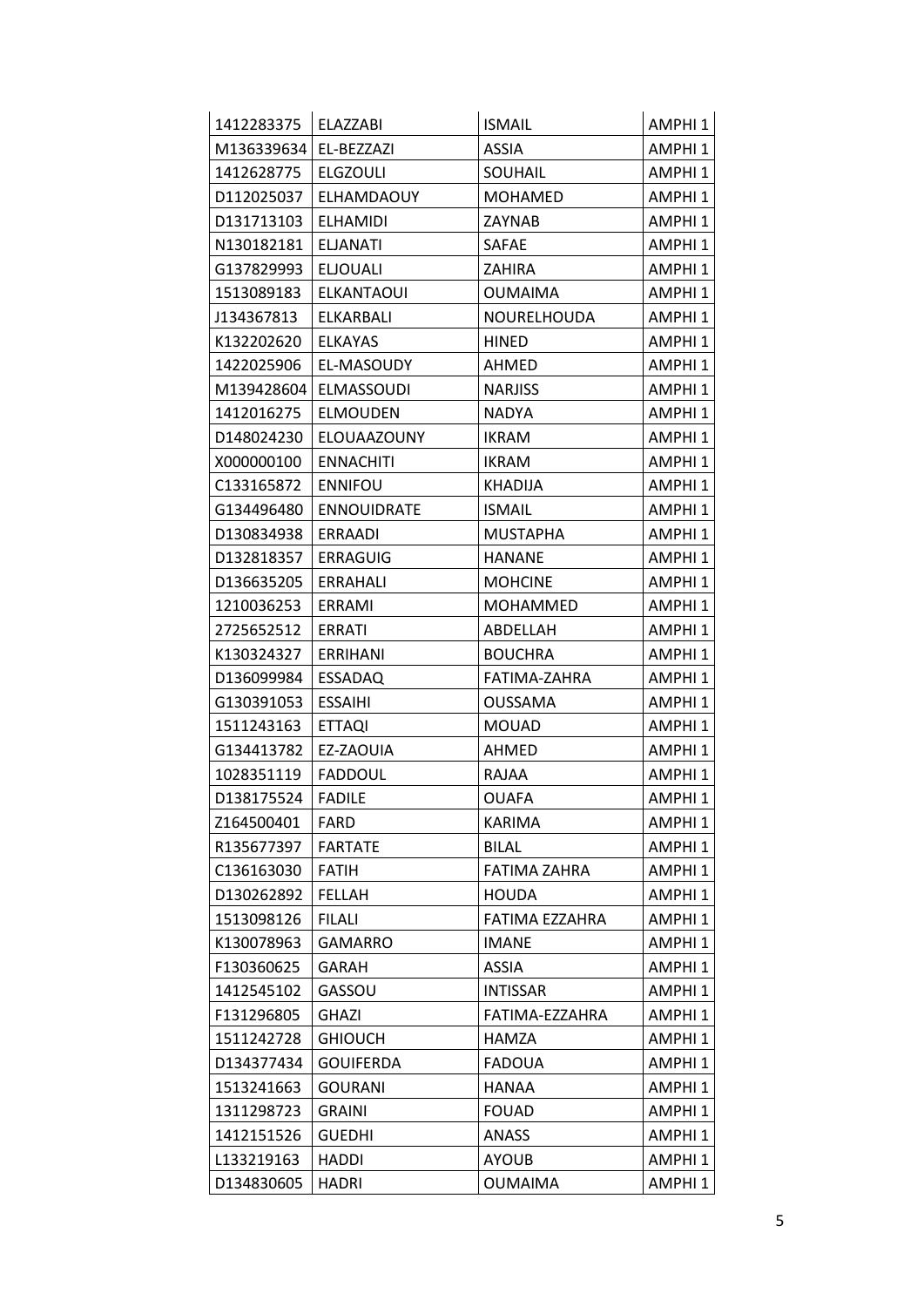| 1412283375 | ELAZZABI | ISMAIL | AMPHI 1 |
|---|---|---|---|
| M136339634 | EL-BEZZAZI | ASSIA | AMPHI 1 |
| 1412628775 | ELGZOULI | SOUHAIL | AMPHI 1 |
| D112025037 | ELHAMDAOUY | MOHAMED | AMPHI 1 |
| D131713103 | ELHAMIDI | ZAYNAB | AMPHI 1 |
| N130182181 | ELJANATI | SAFAE | AMPHI 1 |
| G137829993 | ELJOUALI | ZAHIRA | AMPHI 1 |
| 1513089183 | ELKANTAOUI | OUMAIMA | AMPHI 1 |
| J134367813 | ELKARBALI | NOURELHOUDA | AMPHI 1 |
| K132202620 | ELKAYAS | HINED | AMPHI 1 |
| 1422025906 | EL-MASOUDY | AHMED | AMPHI 1 |
| M139428604 | ELMASSOUDI | NARJISS | AMPHI 1 |
| 1412016275 | ELMOUDEN | NADYA | AMPHI 1 |
| D148024230 | ELOUAAZOUNY | IKRAM | AMPHI 1 |
| X000000100 | ENNACHITI | IKRAM | AMPHI 1 |
| C133165872 | ENNIFOU | KHADIJA | AMPHI 1 |
| G134496480 | ENNOUIDRATE | ISMAIL | AMPHI 1 |
| D130834938 | ERRAADI | MUSTAPHA | AMPHI 1 |
| D132818357 | ERRAGUIG | HANANE | AMPHI 1 |
| D136635205 | ERRAHALI | MOHCINE | AMPHI 1 |
| 1210036253 | ERRAMI | MOHAMMED | AMPHI 1 |
| 2725652512 | ERRATI | ABDELLAH | AMPHI 1 |
| K130324327 | ERRIHANI | BOUCHRA | AMPHI 1 |
| D136099984 | ESSADAQ | FATIMA-ZAHRA | AMPHI 1 |
| G130391053 | ESSAIHI | OUSSAMA | AMPHI 1 |
| 1511243163 | ETTAQI | MOUAD | AMPHI 1 |
| G134413782 | EZ-ZAOUIA | AHMED | AMPHI 1 |
| 1028351119 | FADDOUL | RAJAA | AMPHI 1 |
| D138175524 | FADILE | OUAFA | AMPHI 1 |
| Z164500401 | FARD | KARIMA | AMPHI 1 |
| R135677397 | FARTATE | BILAL | AMPHI 1 |
| C136163030 | FATIH | FATIMA ZAHRA | AMPHI 1 |
| D130262892 | FELLAH | HOUDA | AMPHI 1 |
| 1513098126 | FILALI | FATIMA EZZAHRA | AMPHI 1 |
| K130078963 | GAMARRO | IMANE | AMPHI 1 |
| F130360625 | GARAH | ASSIA | AMPHI 1 |
| 1412545102 | GASSOU | INTISSAR | AMPHI 1 |
| F131296805 | GHAZI | FATIMA-EZZAHRA | AMPHI 1 |
| 1511242728 | GHIOUCH | HAMZA | AMPHI 1 |
| D134377434 | GOUIFERDA | FADOUA | AMPHI 1 |
| 1513241663 | GOURANI | HANAA | AMPHI 1 |
| 1311298723 | GRAINI | FOUAD | AMPHI 1 |
| 1412151526 | GUEDHI | ANASS | AMPHI 1 |
| L133219163 | HADDI | AYOUB | AMPHI 1 |
| D134830605 | HADRI | OUMAIMA | AMPHI 1 |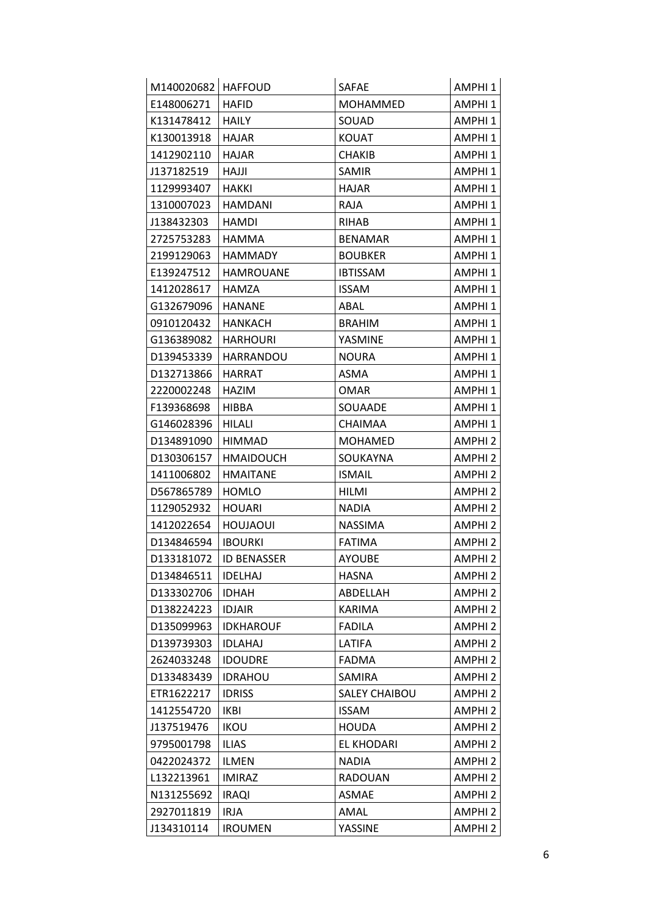| M140020682 | HAFFOUD | SAFAE | AMPHI 1 |
|---|---|---|---|
| E148006271 | HAFID | MOHAMMED | AMPHI 1 |
| K131478412 | HAILY | SOUAD | AMPHI 1 |
| K130013918 | HAJAR | KOUAT | AMPHI 1 |
| 1412902110 | HAJAR | CHAKIB | AMPHI 1 |
| J137182519 | HAJJI | SAMIR | AMPHI 1 |
| 1129993407 | HAKKI | HAJAR | AMPHI 1 |
| 1310007023 | HAMDANI | RAJA | AMPHI 1 |
| J138432303 | HAMDI | RIHAB | AMPHI 1 |
| 2725753283 | HAMMA | BENAMAR | AMPHI 1 |
| 2199129063 | HAMMADY | BOUBKER | AMPHI 1 |
| E139247512 | HAMROUANE | IBTISSAM | AMPHI 1 |
| 1412028617 | HAMZA | ISSAM | AMPHI 1 |
| G132679096 | HANANE | ABAL | AMPHI 1 |
| 0910120432 | HANKACH | BRAHIM | AMPHI 1 |
| G136389082 | HARHOURI | YASMINE | AMPHI 1 |
| D139453339 | HARRANDOU | NOURA | AMPHI 1 |
| D132713866 | HARRAT | ASMA | AMPHI 1 |
| 2220002248 | HAZIM | OMAR | AMPHI 1 |
| F139368698 | HIBBA | SOUAADE | AMPHI 1 |
| G146028396 | HILALI | CHAIMAA | AMPHI 1 |
| D134891090 | HIMMAD | MOHAMED | AMPHI 2 |
| D130306157 | HMAIDOUCH | SOUKAYNA | AMPHI 2 |
| 1411006802 | HMAITANE | ISMAIL | AMPHI 2 |
| D567865789 | HOMLO | HILMI | AMPHI 2 |
| 1129052932 | HOUARI | NADIA | AMPHI 2 |
| 1412022654 | HOUJAOUI | NASSIMA | AMPHI 2 |
| D134846594 | IBOURKI | FATIMA | AMPHI 2 |
| D133181072 | ID BENASSER | AYOUBE | AMPHI 2 |
| D134846511 | IDELHAJ | HASNA | AMPHI 2 |
| D133302706 | IDHAH | ABDELLAH | AMPHI 2 |
| D138224223 | IDJAIR | KARIMA | AMPHI 2 |
| D135099963 | IDKHAROUF | FADILA | AMPHI 2 |
| D139739303 | IDLAHAJ | LATIFA | AMPHI 2 |
| 2624033248 | IDOUDRE | FADMA | AMPHI 2 |
| D133483439 | IDRAHOU | SAMIRA | AMPHI 2 |
| ETR1622217 | IDRISS | SALEY CHAIBOU | AMPHI 2 |
| 1412554720 | IKBI | ISSAM | AMPHI 2 |
| J137519476 | IKOU | HOUDA | AMPHI 2 |
| 9795001798 | ILIAS | EL KHODARI | AMPHI 2 |
| 0422024372 | ILMEN | NADIA | AMPHI 2 |
| L132213961 | IMIRAZ | RADOUAN | AMPHI 2 |
| N131255692 | IRAQI | ASMAE | AMPHI 2 |
| 2927011819 | IRJA | AMAL | AMPHI 2 |
| J134310114 | IROUMEN | YASSINE | AMPHI 2 |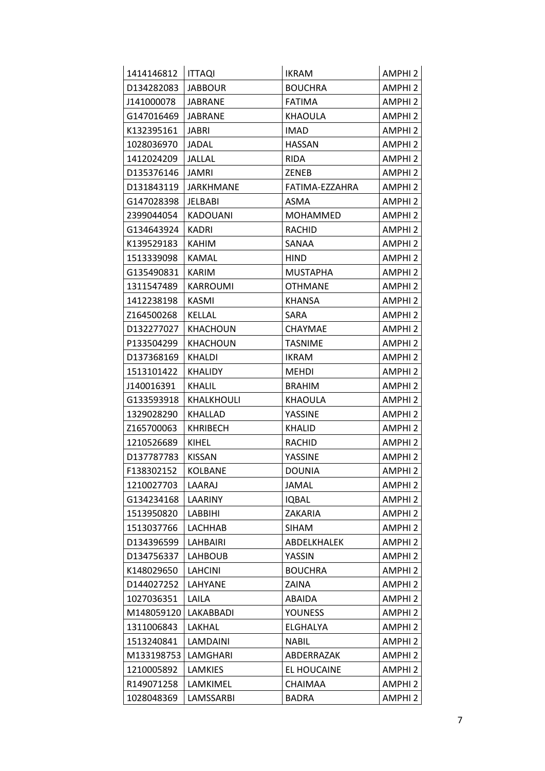| 1414146812 | ITTAQI | IKRAM | AMPHI 2 |
|---|---|---|---|
| D134282083 | JABBOUR | BOUCHRA | AMPHI 2 |
| J141000078 | JABRANE | FATIMA | AMPHI 2 |
| G147016469 | JABRANE | KHAOULA | AMPHI 2 |
| K132395161 | JABRI | IMAD | AMPHI 2 |
| 1028036970 | JADAL | HASSAN | AMPHI 2 |
| 1412024209 | JALLAL | RIDA | AMPHI 2 |
| D135376146 | JAMRI | ZENEB | AMPHI 2 |
| D131843119 | JARKHMANE | FATIMA-EZZAHRA | AMPHI 2 |
| G147028398 | JELBABI | ASMA | AMPHI 2 |
| 2399044054 | KADOUANI | MOHAMMED | AMPHI 2 |
| G134643924 | KADRI | RACHID | AMPHI 2 |
| K139529183 | KAHIM | SANAA | AMPHI 2 |
| 1513339098 | KAMAL | HIND | AMPHI 2 |
| G135490831 | KARIM | MUSTAPHA | AMPHI 2 |
| 1311547489 | KARROUMI | OTHMANE | AMPHI 2 |
| 1412238198 | KASMI | KHANSA | AMPHI 2 |
| Z164500268 | KELLAL | SARA | AMPHI 2 |
| D132277027 | KHACHOUN | CHAYMAE | AMPHI 2 |
| P133504299 | KHACHOUN | TASNIME | AMPHI 2 |
| D137368169 | KHALDI | IKRAM | AMPHI 2 |
| 1513101422 | KHALIDY | MEHDI | AMPHI 2 |
| J140016391 | KHALIL | BRAHIM | AMPHI 2 |
| G133593918 | KHALKHOULI | KHAOULA | AMPHI 2 |
| 1329028290 | KHALLAD | YASSINE | AMPHI 2 |
| Z165700063 | KHRIBECH | KHALID | AMPHI 2 |
| 1210526689 | KIHEL | RACHID | AMPHI 2 |
| D137787783 | KISSAN | YASSINE | AMPHI 2 |
| F138302152 | KOLBANE | DOUNIA | AMPHI 2 |
| 1210027703 | LAARAJ | JAMAL | AMPHI 2 |
| G134234168 | LAARINY | IQBAL | AMPHI 2 |
| 1513950820 | LABBIHI | ZAKARIA | AMPHI 2 |
| 1513037766 | LACHHAB | SIHAM | AMPHI 2 |
| D134396599 | LAHBAIRI | ABDELKHALEK | AMPHI 2 |
| D134756337 | LAHBOUB | YASSIN | AMPHI 2 |
| K148029650 | LAHCINI | BOUCHRA | AMPHI 2 |
| D144027252 | LAHYANE | ZAINA | AMPHI 2 |
| 1027036351 | LAILA | ABAIDA | AMPHI 2 |
| M148059120 | LAKABBADI | YOUNESS | AMPHI 2 |
| 1311006843 | LAKHAL | ELGHALYA | AMPHI 2 |
| 1513240841 | LAMDAINI | NABIL | AMPHI 2 |
| M133198753 | LAMGHARI | ABDERRAZAK | AMPHI 2 |
| 1210005892 | LAMKIES | EL HOUCAINE | AMPHI 2 |
| R149071258 | LAMKIMEL | CHAIMAA | AMPHI 2 |
| 1028048369 | LAMSSARBI | BADRA | AMPHI 2 |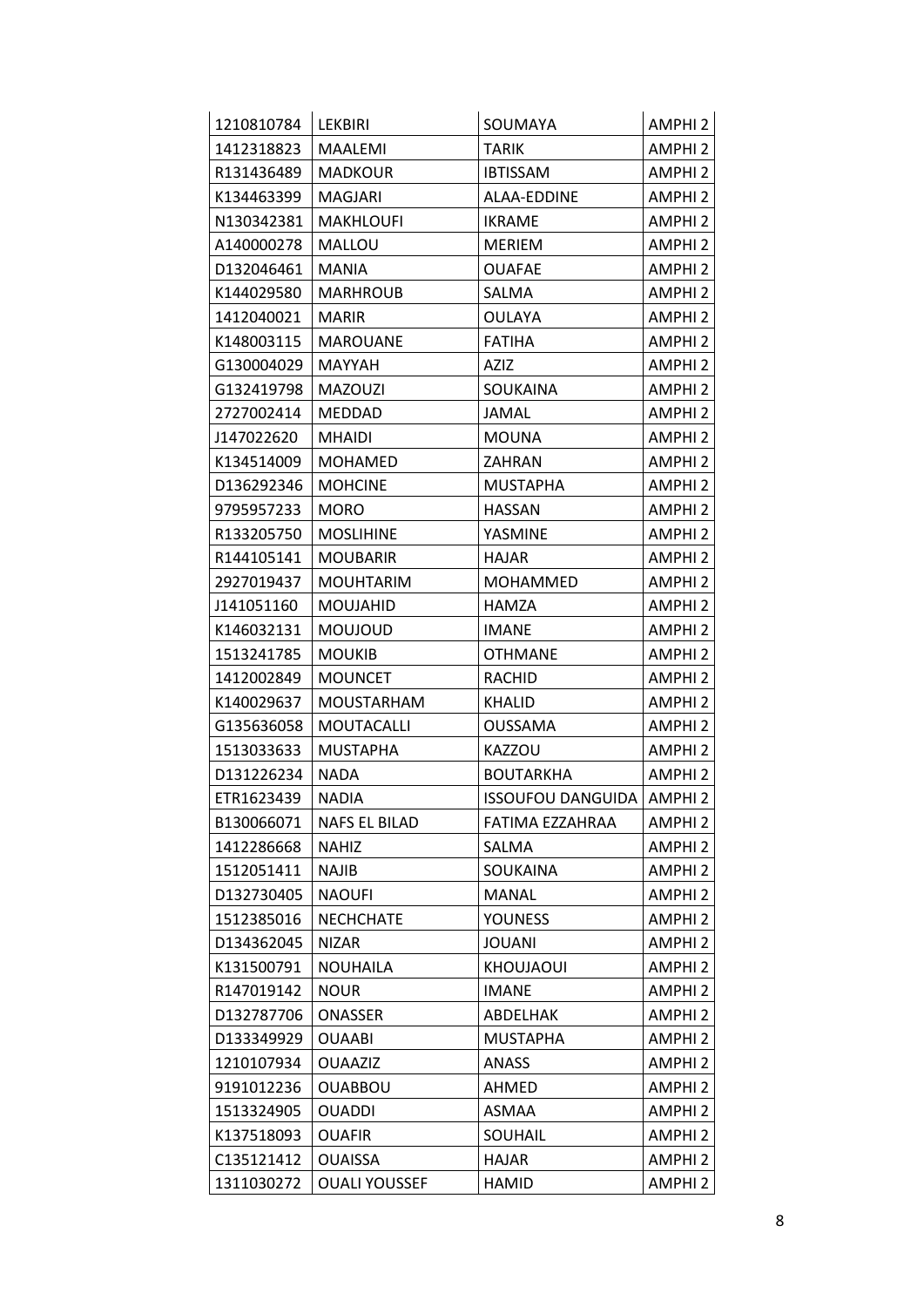| 1210810784 | LEKBIRI | SOUMAYA | AMPHI 2 |
|---|---|---|---|
| 1412318823 | MAALEMI | TARIK | AMPHI 2 |
| R131436489 | MADKOUR | IBTISSAM | AMPHI 2 |
| K134463399 | MAGJARI | ALAA-EDDINE | AMPHI 2 |
| N130342381 | MAKHLOUFI | IKRAME | AMPHI 2 |
| A140000278 | MALLOU | MERIEM | AMPHI 2 |
| D132046461 | MANIA | OUAFAE | AMPHI 2 |
| K144029580 | MARHROUB | SALMA | AMPHI 2 |
| 1412040021 | MARIR | OULAYA | AMPHI 2 |
| K148003115 | MAROUANE | FATIHA | AMPHI 2 |
| G130004029 | MAYYAH | AZIZ | AMPHI 2 |
| G132419798 | MAZOUZI | SOUKAINA | AMPHI 2 |
| 2727002414 | MEDDAD | JAMAL | AMPHI 2 |
| J147022620 | MHAIDI | MOUNA | AMPHI 2 |
| K134514009 | MOHAMED | ZAHRAN | AMPHI 2 |
| D136292346 | MOHCINE | MUSTAPHA | AMPHI 2 |
| 9795957233 | MORO | HASSAN | AMPHI 2 |
| R133205750 | MOSLIHINE | YASMINE | AMPHI 2 |
| R144105141 | MOUBARIR | HAJAR | AMPHI 2 |
| 2927019437 | MOUHTARIM | MOHAMMED | AMPHI 2 |
| J141051160 | MOUJAHID | HAMZA | AMPHI 2 |
| K146032131 | MOUJOUD | IMANE | AMPHI 2 |
| 1513241785 | MOUKIB | OTHMANE | AMPHI 2 |
| 1412002849 | MOUNCET | RACHID | AMPHI 2 |
| K140029637 | MOUSTARHAM | KHALID | AMPHI 2 |
| G135636058 | MOUTACALLI | OUSSAMA | AMPHI 2 |
| 1513033633 | MUSTAPHA | KAZZOU | AMPHI 2 |
| D131226234 | NADA | BOUTARKHA | AMPHI 2 |
| ETR1623439 | NADIA | ISSOUFOU DANGUIDA | AMPHI 2 |
| B130066071 | NAFS EL BILAD | FATIMA EZZAHRAA | AMPHI 2 |
| 1412286668 | NAHIZ | SALMA | AMPHI 2 |
| 1512051411 | NAJIB | SOUKAINA | AMPHI 2 |
| D132730405 | NAOUFI | MANAL | AMPHI 2 |
| 1512385016 | NECHCHATE | YOUNESS | AMPHI 2 |
| D134362045 | NIZAR | JOUANI | AMPHI 2 |
| K131500791 | NOUHAILA | KHOUJAOUI | AMPHI 2 |
| R147019142 | NOUR | IMANE | AMPHI 2 |
| D132787706 | ONASSER | ABDELHAK | AMPHI 2 |
| D133349929 | OUAABI | MUSTAPHA | AMPHI 2 |
| 1210107934 | OUAAZIZ | ANASS | AMPHI 2 |
| 9191012236 | OUABBOU | AHMED | AMPHI 2 |
| 1513324905 | OUADDI | ASMAA | AMPHI 2 |
| K137518093 | OUAFIR | SOUHAIL | AMPHI 2 |
| C135121412 | OUAISSA | HAJAR | AMPHI 2 |
| 1311030272 | OUALI YOUSSEF | HAMID | AMPHI 2 |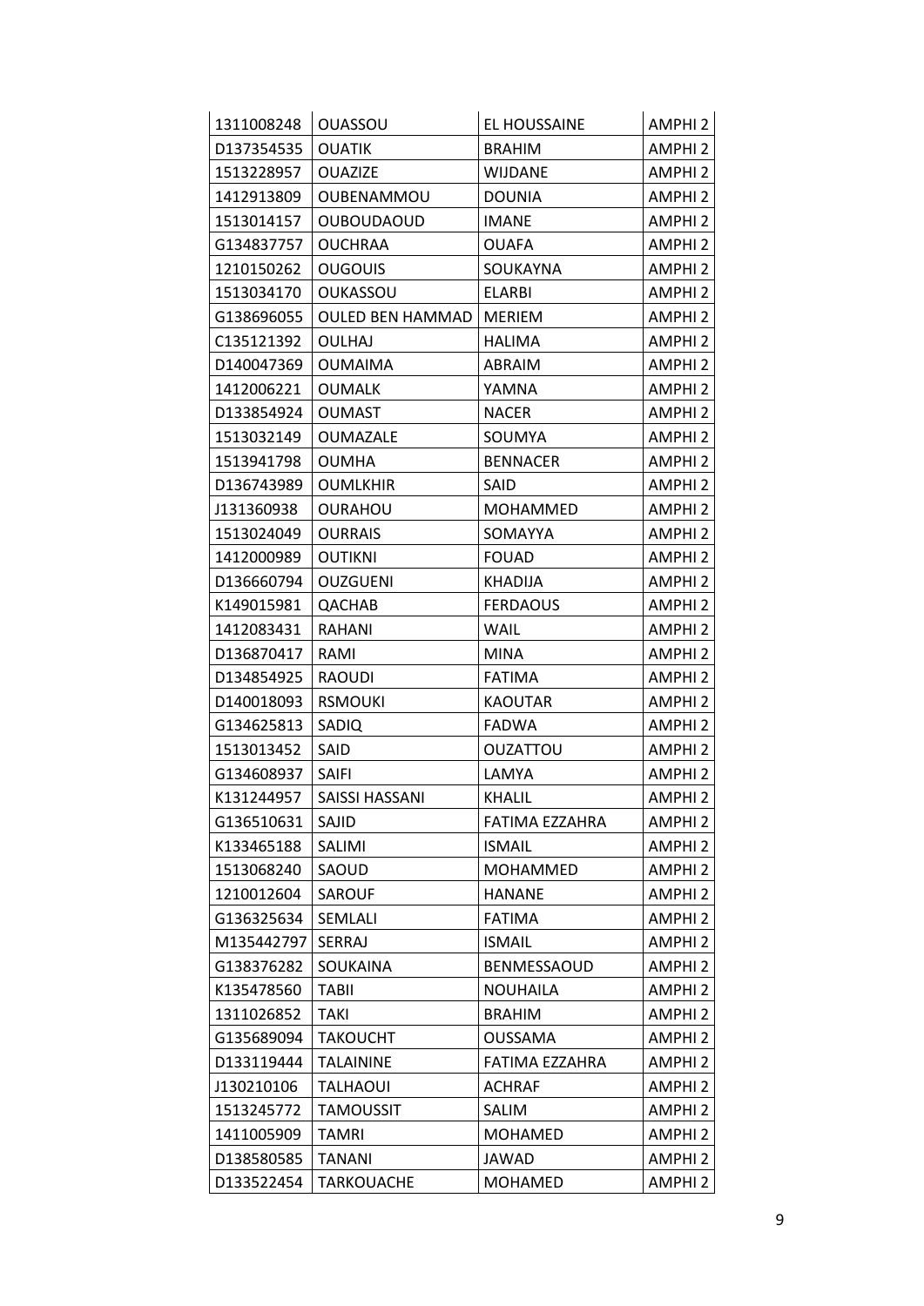| 1311008248 | OUASSOU | EL HOUSSAINE | AMPHI 2 |
|---|---|---|---|
| D137354535 | OUATIK | BRAHIM | AMPHI 2 |
| 1513228957 | OUAZIZE | WIJDANE | AMPHI 2 |
| 1412913809 | OUBENAMMOU | DOUNIA | AMPHI 2 |
| 1513014157 | OUBOUDAOUD | IMANE | AMPHI 2 |
| G134837757 | OUCHRAA | OUAFA | AMPHI 2 |
| 1210150262 | OUGOUIS | SOUKAYNA | AMPHI 2 |
| 1513034170 | OUKASSOU | ELARBI | AMPHI 2 |
| G138696055 | OULED BEN HAMMAD | MERIEM | AMPHI 2 |
| C135121392 | OULHAJ | HALIMA | AMPHI 2 |
| D140047369 | OUMAIMA | ABRAIM | AMPHI 2 |
| 1412006221 | OUMALK | YAMNA | AMPHI 2 |
| D133854924 | OUMAST | NACER | AMPHI 2 |
| 1513032149 | OUMAZALE | SOUMYA | AMPHI 2 |
| 1513941798 | OUMHA | BENNACER | AMPHI 2 |
| D136743989 | OUMLKHIR | SAID | AMPHI 2 |
| J131360938 | OURAHOU | MOHAMMED | AMPHI 2 |
| 1513024049 | OURRAIS | SOMAYYA | AMPHI 2 |
| 1412000989 | OUTIKNI | FOUAD | AMPHI 2 |
| D136660794 | OUZGUENI | KHADIJA | AMPHI 2 |
| K149015981 | QACHAB | FERDAOUS | AMPHI 2 |
| 1412083431 | RAHANI | WAIL | AMPHI 2 |
| D136870417 | RAMI | MINA | AMPHI 2 |
| D134854925 | RAOUDI | FATIMA | AMPHI 2 |
| D140018093 | RSMOUKI | KAOUTAR | AMPHI 2 |
| G134625813 | SADIQ | FADWA | AMPHI 2 |
| 1513013452 | SAID | OUZATTOU | AMPHI 2 |
| G134608937 | SAIFI | LAMYA | AMPHI 2 |
| K131244957 | SAISSI HASSANI | KHALIL | AMPHI 2 |
| G136510631 | SAJID | FATIMA EZZAHRA | AMPHI 2 |
| K133465188 | SALIMI | ISMAIL | AMPHI 2 |
| 1513068240 | SAOUD | MOHAMMED | AMPHI 2 |
| 1210012604 | SAROUF | HANANE | AMPHI 2 |
| G136325634 | SEMLALI | FATIMA | AMPHI 2 |
| M135442797 | SERRAJ | ISMAIL | AMPHI 2 |
| G138376282 | SOUKAINA | BENMESSAOUD | AMPHI 2 |
| K135478560 | TABII | NOUHAILA | AMPHI 2 |
| 1311026852 | TAKI | BRAHIM | AMPHI 2 |
| G135689094 | TAKOUCHT | OUSSAMA | AMPHI 2 |
| D133119444 | TALAININE | FATIMA EZZAHRA | AMPHI 2 |
| J130210106 | TALHAOUI | ACHRAF | AMPHI 2 |
| 1513245772 | TAMOUSSIT | SALIM | AMPHI 2 |
| 1411005909 | TAMRI | MOHAMED | AMPHI 2 |
| D138580585 | TANANI | JAWAD | AMPHI 2 |
| D133522454 | TARKOUACHE | MOHAMED | AMPHI 2 |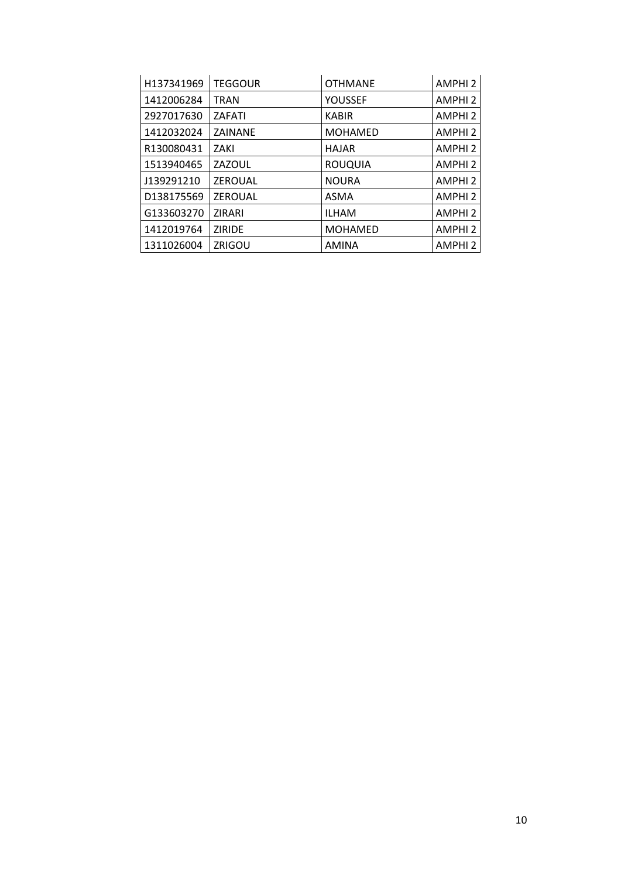| | | | |
|---|---|---|---|
| H137341969 | TEGGOUR | OTHMANE | AMPHI 2 |
| 1412006284 | TRAN | YOUSSEF | AMPHI 2 |
| 2927017630 | ZAFATI | KABIR | AMPHI 2 |
| 1412032024 | ZAINANE | MOHAMED | AMPHI 2 |
| R130080431 | ZAKI | HAJAR | AMPHI 2 |
| 1513940465 | ZAZOUL | ROUQUIA | AMPHI 2 |
| J139291210 | ZEROUAL | NOURA | AMPHI 2 |
| D138175569 | ZEROUAL | ASMA | AMPHI 2 |
| G133603270 | ZIRARI | ILHAM | AMPHI 2 |
| 1412019764 | ZIRIDE | MOHAMED | AMPHI 2 |
| 1311026004 | ZRIGOU | AMINA | AMPHI 2 |